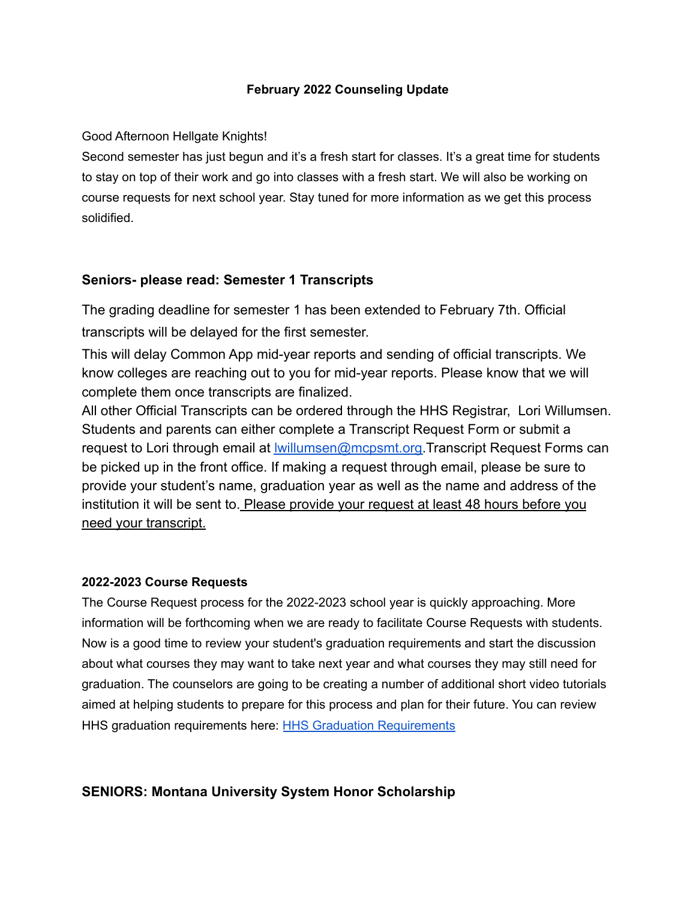# February 2022 Counseling Update

Good Afternoon Hellgate Knights!

Second semester has just begun and it's a fresh start for classes. It's a great time for students to stay on top of their work and go into classes with a fresh start. We will also be working on course requests for next school year. Stay tuned for more information as we get this process solidified.

## Seniors- please read: Semester 1 Transcripts

The grading deadline for semester 1 has been extended to February 7th. Official transcripts will be delayed for the first semester.

This will delay Common App mid-year reports and sending of official transcripts. We know colleges are reaching out to you for mid-year reports. Please know that we will complete them once transcripts are finalized.

All other Official Transcripts can be ordered through the HHS Registrar, Lori Willumsen. Students and parents can either complete a Transcript Request Form or submit a request to Lori through email at [lwillumsen@mcpsmt.org](mailto:lwillumsen@mcpsmt.org).Transcript Request Forms can be picked up in the front office. If making a request through email, please be sure to provide your student's name, graduation year as well as the name and address of the institution it will be sent to. <u>Please provide your request at least 48 hours before you need your transcript.</u>

### 2022-2023 Course Requests

The Course Request process for the 2022-2023 school year is quickly approaching. More information will be forthcoming when we are ready to facilitate Course Requests with students. Now is a good time to review your student's graduation requirements and start the discussion about what courses they may want to take next year and what courses they may still need for graduation. The counselors are going to be creating a number of additional short video tutorials aimed at helping students to prepare for this process and plan for their future. You can review HHS graduation requirements here: HHS Graduation Requirements

## SENIORS: Montana University System Honor Scholarship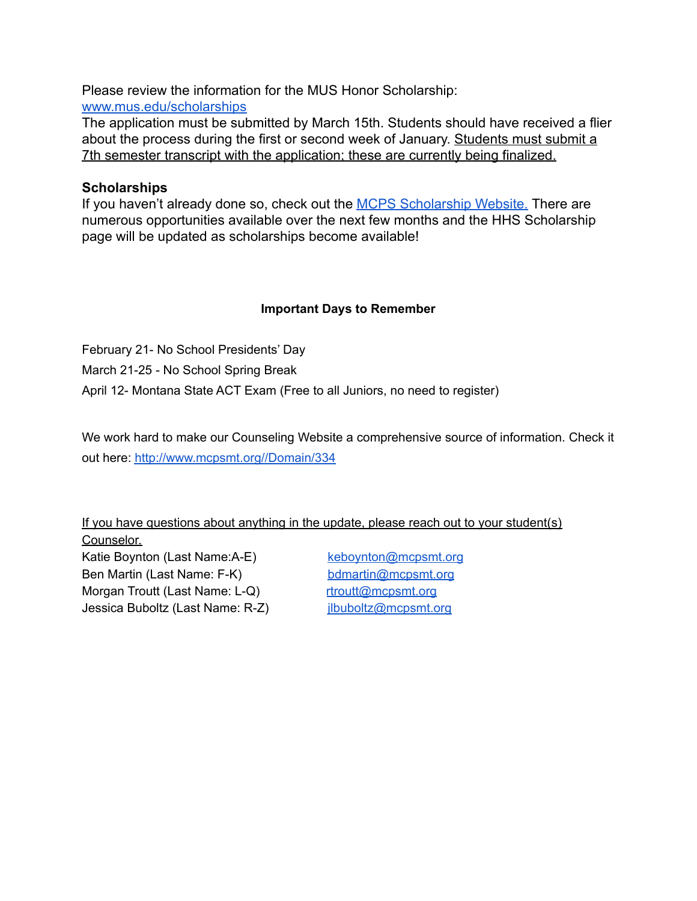Please review the information for the MUS Honor Scholarship: [www.mus.edu/scholarships](http://www.mus.edu/scholarships)
The application must be submitted by March 15th. Students should have received a flier about the process during the first or second week of January. Students must submit a 7th semester transcript with the application; these are currently being finalized.

**Scholarships**
If you haven't already done so, check out the MCPS Scholarship Website. There are numerous opportunities available over the next few months and the HHS Scholarship page will be updated as scholarships become available!

**Important Days to Remember**

February 21- No School Presidents' Day

March 21-25 - No School Spring Break

April 12- Montana State ACT Exam (Free to all Juniors, no need to register)

We work hard to make our Counseling Website a comprehensive source of information. Check it out here: [http://www.mcpsmt.org//Domain/334](http://www.mcpsmt.org//Domain/334)

If you have questions about anything in the update, please reach out to your student(s) Counselor.

| | |
|---|---|
| Katie Boynton (Last Name:A-E) | keboynton@mcpsmt.org |
| Ben Martin (Last Name: F-K) | bdmartin@mcpsmt.org |
| Morgan Troutt (Last Name: L-Q) | rtroutt@mcpsmt.org |
| Jessica Buboltz (Last Name: R-Z) | jlbuboltz@mcpsmt.org |